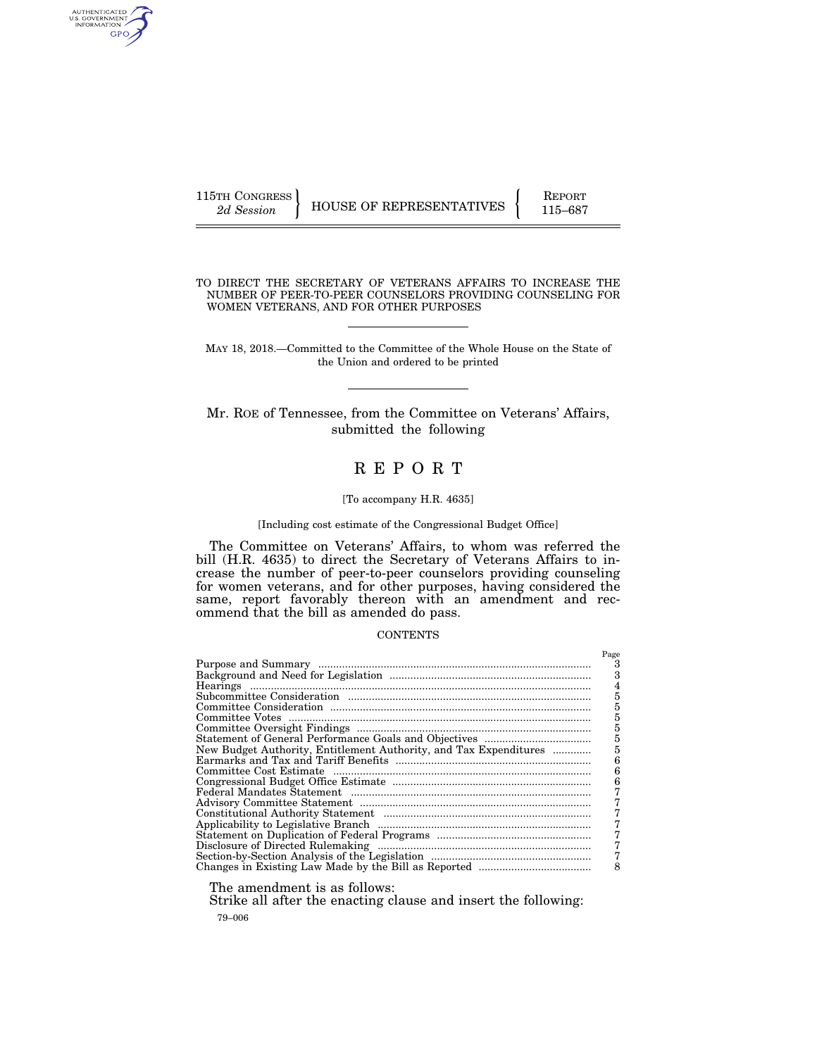115TH CONGRESS
*2d Session*

HOUSE OF REPRESENTATIVES

REPORT
115–687

# TO DIRECT THE SECRETARY OF VETERANS AFFAIRS TO INCREASE THE NUMBER OF PEER-TO-PEER COUNSELORS PROVIDING COUNSELING FOR WOMEN VETERANS, AND FOR OTHER PURPOSES

MAY 18, 2018.—Committed to the Committee of the Whole House on the State of the Union and ordered to be printed

Mr. ROE of Tennessee, from the Committee on Veterans' Affairs, submitted the following

# REPORT

[To accompany H.R. 4635]

[Including cost estimate of the Congressional Budget Office]

The Committee on Veterans' Affairs, to whom was referred the bill (H.R. 4635) to direct the Secretary of Veterans Affairs to increase the number of peer-to-peer counselors providing counseling for women veterans, and for other purposes, having considered the same, report favorably thereon with an amendment and recommend that the bill as amended do pass.

## CONTENTS

| | Page |
|---|---|
| Purpose and Summary | 3 |
| Background and Need for Legislation | 3 |
| Hearings | 4 |
| Subcommittee Consideration | 5 |
| Committee Consideration | 5 |
| Committee Votes | 5 |
| Committee Oversight Findings | 5 |
| Statement of General Performance Goals and Objectives | 5 |
| New Budget Authority, Entitlement Authority, and Tax Expenditures | 5 |
| Earmarks and Tax and Tariff Benefits | 6 |
| Committee Cost Estimate | 6 |
| Congressional Budget Office Estimate | 6 |
| Federal Mandates Statement | 7 |
| Advisory Committee Statement | 7 |
| Constitutional Authority Statement | 7 |
| Applicability to Legislative Branch | 7 |
| Statement on Duplication of Federal Programs | 7 |
| Disclosure of Directed Rulemaking | 7 |
| Section-by-Section Analysis of the Legislation | 7 |
| Changes in Existing Law Made by the Bill as Reported | 8 |

The amendment is as follows:

Strike all after the enacting clause and insert the following:

79–006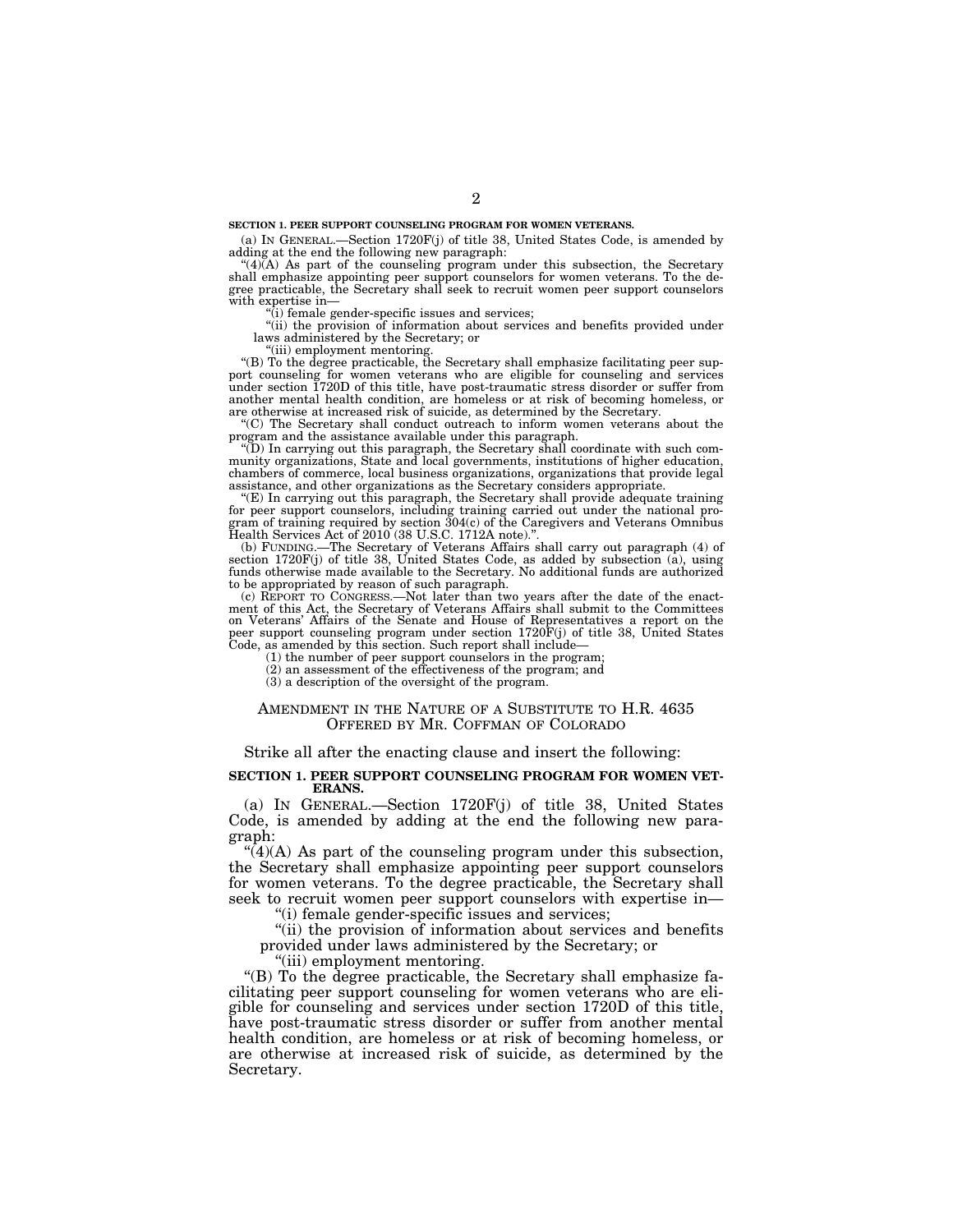**SECTION 1. PEER SUPPORT COUNSELING PROGRAM FOR WOMEN VETERANS.**

(a) IN GENERAL.—Section 1720F(j) of title 38, United States Code, is amended by adding at the end the following new paragraph:

"(4)(A) As part of the counseling program under this subsection, the Secretary shall emphasize appointing peer support counselors for women veterans. To the degree practicable, the Secretary shall seek to recruit women peer support counselors with expertise in—

"(i) female gender-specific issues and services;

"(ii) the provision of information about services and benefits provided under laws administered by the Secretary; or

"(iii) employment mentoring.

"(B) To the degree practicable, the Secretary shall emphasize facilitating peer support counseling for women veterans who are eligible for counseling and services under section 1720D of this title, have post-traumatic stress disorder or suffer from another mental health condition, are homeless or at risk of becoming homeless, or are otherwise at increased risk of suicide, as determined by the Secretary.

"(C) The Secretary shall conduct outreach to inform women veterans about the program and the assistance available under this paragraph.

"(D) In carrying out this paragraph, the Secretary shall coordinate with such community organizations, State and local governments, institutions of higher education, chambers of commerce, local business organizations, organizations that provide legal assistance, and other organizations as the Secretary considers appropriate.

"(E) In carrying out this paragraph, the Secretary shall provide adequate training for peer support counselors, including training carried out under the national program of training required by section 304(c) of the Caregivers and Veterans Omnibus Health Services Act of 2010 (38 U.S.C. 1712A note).".

(b) FUNDING.—The Secretary of Veterans Affairs shall carry out paragraph (4) of section 1720F(j) of title 38, United States Code, as added by subsection (a), using funds otherwise made available to the Secretary. No additional funds are authorized to be appropriated by reason of such paragraph.

(c) REPORT TO CONGRESS.—Not later than two years after the date of the enactment of this Act, the Secretary of Veterans Affairs shall submit to the Committees on Veterans' Affairs of the Senate and House of Representatives a report on the peer support counseling program under section 1720F(j) of title 38, United States Code, as amended by this section. Such report shall include—

(1) the number of peer support counselors in the program;

(2) an assessment of the effectiveness of the program; and

(3) a description of the oversight of the program.

## AMENDMENT IN THE NATURE OF A SUBSTITUTE TO H.R. 4635 OFFERED BY MR. COFFMAN OF COLORADO

Strike all after the enacting clause and insert the following:

**SECTION 1. PEER SUPPORT COUNSELING PROGRAM FOR WOMEN VETERANS.**

(a) IN GENERAL.—Section 1720F(j) of title 38, United States Code, is amended by adding at the end the following new paragraph:

"(4)(A) As part of the counseling program under this subsection, the Secretary shall emphasize appointing peer support counselors for women veterans. To the degree practicable, the Secretary shall seek to recruit women peer support counselors with expertise in—

"(i) female gender-specific issues and services;

"(ii) the provision of information about services and benefits provided under laws administered by the Secretary; or

"(iii) employment mentoring.

"(B) To the degree practicable, the Secretary shall emphasize facilitating peer support counseling for women veterans who are eligible for counseling and services under section 1720D of this title, have post-traumatic stress disorder or suffer from another mental health condition, are homeless or at risk of becoming homeless, or are otherwise at increased risk of suicide, as determined by the Secretary.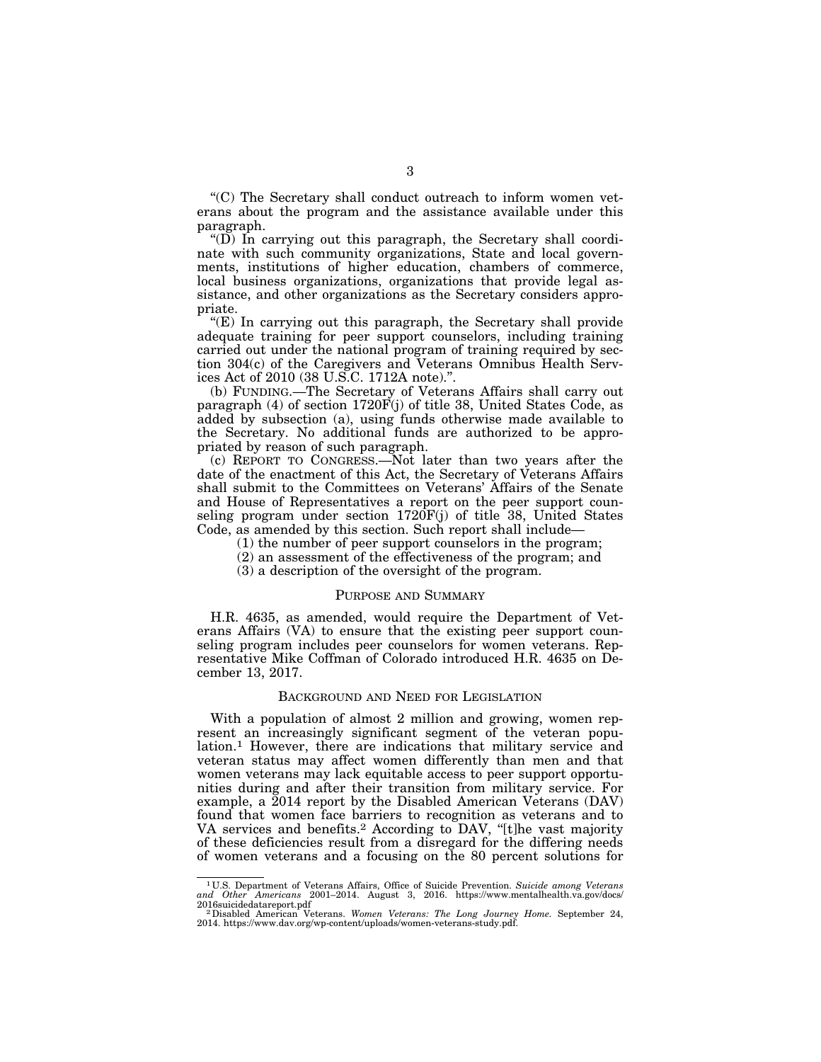"(C) The Secretary shall conduct outreach to inform women veterans about the program and the assistance available under this paragraph.

"(D) In carrying out this paragraph, the Secretary shall coordinate with such community organizations, State and local governments, institutions of higher education, chambers of commerce, local business organizations, organizations that provide legal assistance, and other organizations as the Secretary considers appropriate.

"(E) In carrying out this paragraph, the Secretary shall provide adequate training for peer support counselors, including training carried out under the national program of training required by section 304(c) of the Caregivers and Veterans Omnibus Health Services Act of 2010 (38 U.S.C. 1712A note).".

(b) FUNDING.—The Secretary of Veterans Affairs shall carry out paragraph (4) of section 1720F(j) of title 38, United States Code, as added by subsection (a), using funds otherwise made available to the Secretary. No additional funds are authorized to be appropriated by reason of such paragraph.

(c) REPORT TO CONGRESS.—Not later than two years after the date of the enactment of this Act, the Secretary of Veterans Affairs shall submit to the Committees on Veterans' Affairs of the Senate and House of Representatives a report on the peer support counseling program under section 1720F(j) of title 38, United States Code, as amended by this section. Such report shall include—

(1) the number of peer support counselors in the program;

(2) an assessment of the effectiveness of the program; and

(3) a description of the oversight of the program.

## PURPOSE AND SUMMARY

H.R. 4635, as amended, would require the Department of Veterans Affairs (VA) to ensure that the existing peer support counseling program includes peer counselors for women veterans. Representative Mike Coffman of Colorado introduced H.R. 4635 on December 13, 2017.

## BACKGROUND AND NEED FOR LEGISLATION

With a population of almost 2 million and growing, women represent an increasingly significant segment of the veteran population.[1] However, there are indications that military service and veteran status may affect women differently than men and that women veterans may lack equitable access to peer support opportunities during and after their transition from military service. For example, a 2014 report by the Disabled American Veterans (DAV) found that women face barriers to recognition as veterans and to VA services and benefits.[2] According to DAV, "[t]he vast majority of these deficiencies result from a disregard for the differing needs of women veterans and a focusing on the 80 percent solutions for

---

[1] U.S. Department of Veterans Affairs, Office of Suicide Prevention. *Suicide among Veterans and Other Americans* 2001–2014. August 3, 2016. https://www.mentalhealth.va.gov/docs/2016suicidedatareport.pdf

[2] Disabled American Veterans. *Women Veterans: The Long Journey Home.* September 24, 2014. https://www.dav.org/wp-content/uploads/women-veterans-study.pdf.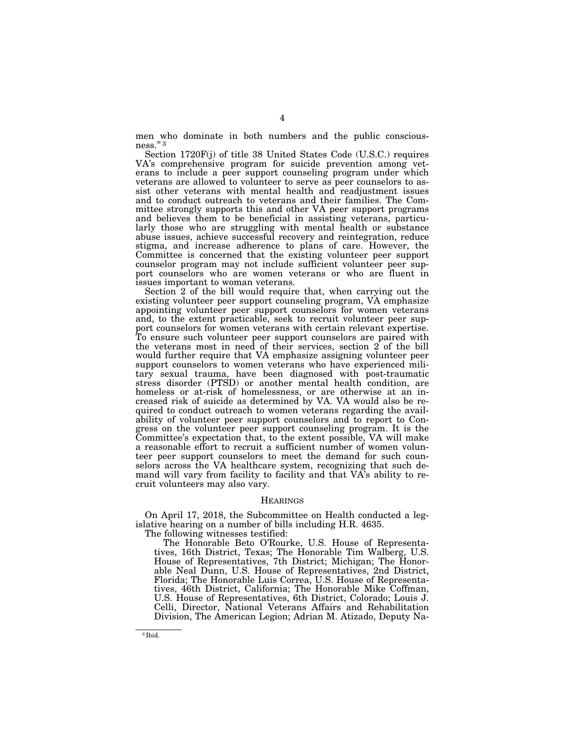men who dominate in both numbers and the public consciousness."[3]

Section 1720F(j) of title 38 United States Code (U.S.C.) requires VA's comprehensive program for suicide prevention among veterans to include a peer support counseling program under which veterans are allowed to volunteer to serve as peer counselors to assist other veterans with mental health and readjustment issues and to conduct outreach to veterans and their families. The Committee strongly supports this and other VA peer support programs and believes them to be beneficial in assisting veterans, particularly those who are struggling with mental health or substance abuse issues, achieve successful recovery and reintegration, reduce stigma, and increase adherence to plans of care. However, the Committee is concerned that the existing volunteer peer support counselor program may not include sufficient volunteer peer support counselors who are women veterans or who are fluent in issues important to woman veterans.

Section 2 of the bill would require that, when carrying out the existing volunteer peer support counseling program, VA emphasize appointing volunteer peer support counselors for women veterans and, to the extent practicable, seek to recruit volunteer peer support counselors for women veterans with certain relevant expertise. To ensure such volunteer peer support counselors are paired with the veterans most in need of their services, section 2 of the bill would further require that VA emphasize assigning volunteer peer support counselors to women veterans who have experienced military sexual trauma, have been diagnosed with post-traumatic stress disorder (PTSD) or another mental health condition, are homeless or at-risk of homelessness, or are otherwise at an increased risk of suicide as determined by VA. VA would also be required to conduct outreach to women veterans regarding the availability of volunteer peer support counselors and to report to Congress on the volunteer peer support counseling program. It is the Committee's expectation that, to the extent possible, VA will make a reasonable effort to recruit a sufficient number of women volunteer peer support counselors to meet the demand for such counselors across the VA healthcare system, recognizing that such demand will vary from facility to facility and that VA's ability to recruit volunteers may also vary.

## HEARINGS

On April 17, 2018, the Subcommittee on Health conducted a legislative hearing on a number of bills including H.R. 4635.

The following witnesses testified:

The Honorable Beto O'Rourke, U.S. House of Representatives, 16th District, Texas; The Honorable Tim Walberg, U.S. House of Representatives, 7th District; Michigan; The Honorable Neal Dunn, U.S. House of Representatives, 2nd District, Florida; The Honorable Luis Correa, U.S. House of Representatives, 46th District, California; The Honorable Mike Coffman, U.S. House of Representatives, 6th District, Colorado; Louis J. Celli, Director, National Veterans Affairs and Rehabilitation Division, The American Legion; Adrian M. Atizado, Deputy Na-

[3] Ibid.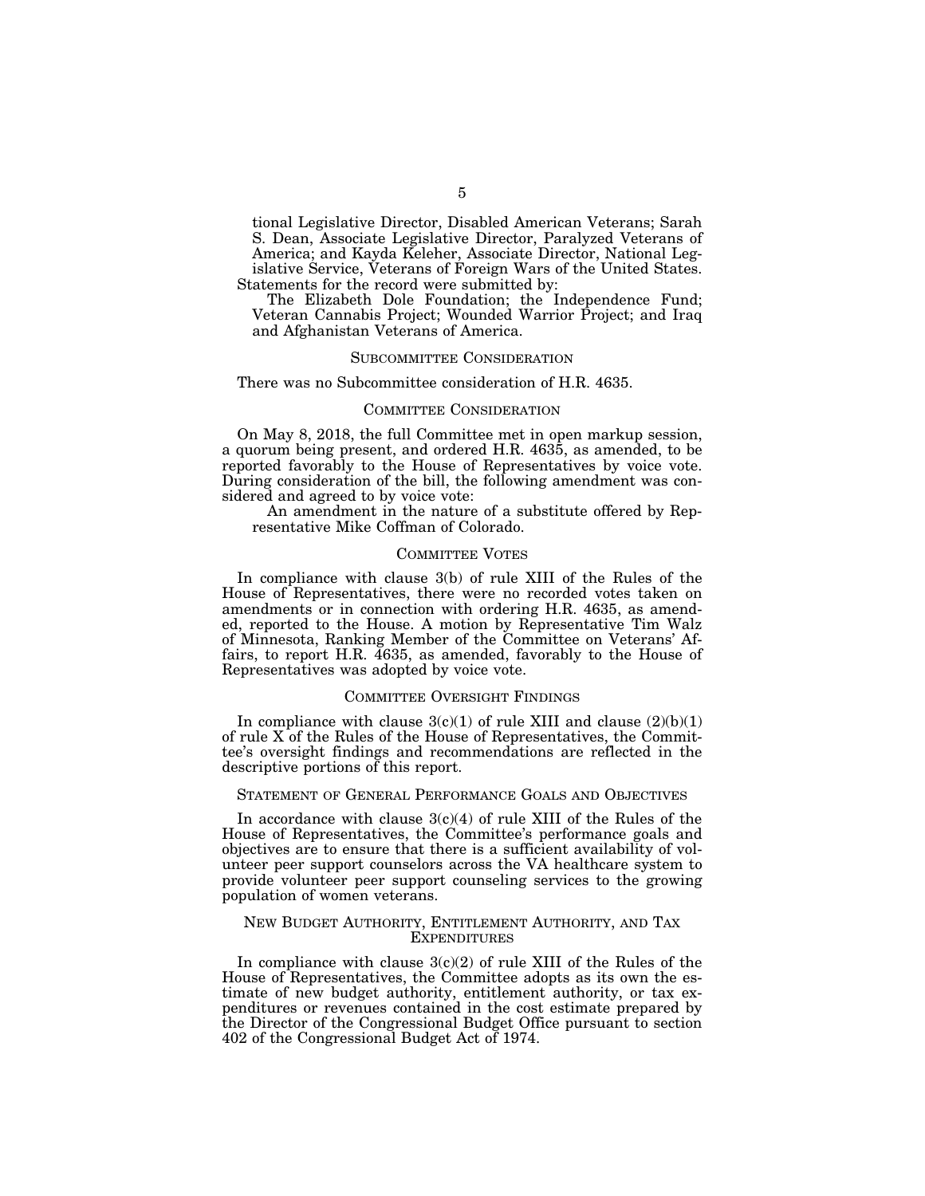tional Legislative Director, Disabled American Veterans; Sarah S. Dean, Associate Legislative Director, Paralyzed Veterans of America; and Kayda Keleher, Associate Director, National Legislative Service, Veterans of Foreign Wars of the United States.

Statements for the record were submitted by:

The Elizabeth Dole Foundation; the Independence Fund; Veteran Cannabis Project; Wounded Warrior Project; and Iraq and Afghanistan Veterans of America.

## SUBCOMMITTEE CONSIDERATION

There was no Subcommittee consideration of H.R. 4635.

## COMMITTEE CONSIDERATION

On May 8, 2018, the full Committee met in open markup session, a quorum being present, and ordered H.R. 4635, as amended, to be reported favorably to the House of Representatives by voice vote. During consideration of the bill, the following amendment was considered and agreed to by voice vote:

An amendment in the nature of a substitute offered by Representative Mike Coffman of Colorado.

## COMMITTEE VOTES

In compliance with clause 3(b) of rule XIII of the Rules of the House of Representatives, there were no recorded votes taken on amendments or in connection with ordering H.R. 4635, as amended, reported to the House. A motion by Representative Tim Walz of Minnesota, Ranking Member of the Committee on Veterans' Affairs, to report H.R. 4635, as amended, favorably to the House of Representatives was adopted by voice vote.

## COMMITTEE OVERSIGHT FINDINGS

In compliance with clause 3(c)(1) of rule XIII and clause (2)(b)(1) of rule X of the Rules of the House of Representatives, the Committee's oversight findings and recommendations are reflected in the descriptive portions of this report.

## STATEMENT OF GENERAL PERFORMANCE GOALS AND OBJECTIVES

In accordance with clause 3(c)(4) of rule XIII of the Rules of the House of Representatives, the Committee's performance goals and objectives are to ensure that there is a sufficient availability of volunteer peer support counselors across the VA healthcare system to provide volunteer peer support counseling services to the growing population of women veterans.

## NEW BUDGET AUTHORITY, ENTITLEMENT AUTHORITY, AND TAX EXPENDITURES

In compliance with clause 3(c)(2) of rule XIII of the Rules of the House of Representatives, the Committee adopts as its own the estimate of new budget authority, entitlement authority, or tax expenditures or revenues contained in the cost estimate prepared by the Director of the Congressional Budget Office pursuant to section 402 of the Congressional Budget Act of 1974.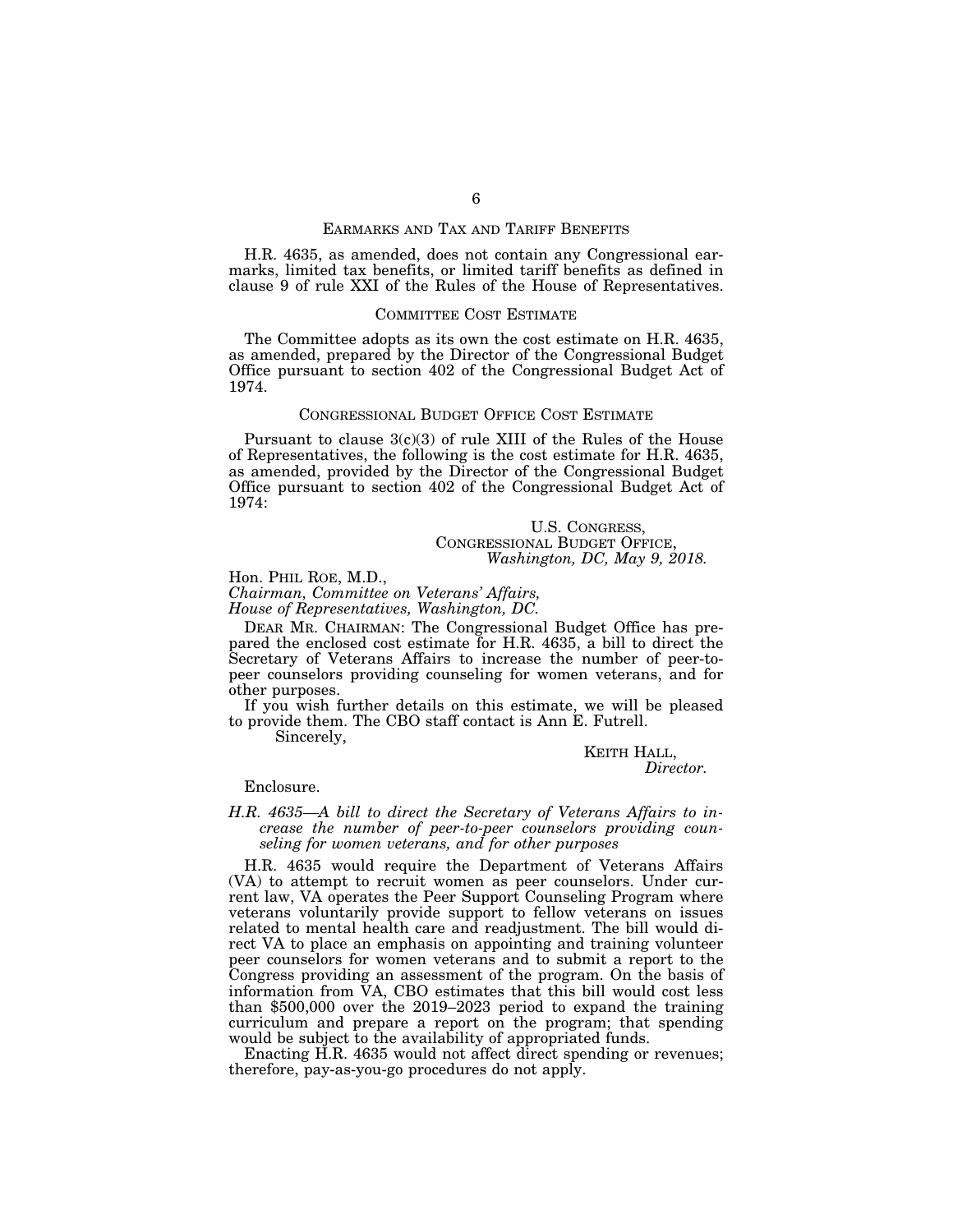## EARMARKS AND TAX AND TARIFF BENEFITS

H.R. 4635, as amended, does not contain any Congressional earmarks, limited tax benefits, or limited tariff benefits as defined in clause 9 of rule XXI of the Rules of the House of Representatives.

## COMMITTEE COST ESTIMATE

The Committee adopts as its own the cost estimate on H.R. 4635, as amended, prepared by the Director of the Congressional Budget Office pursuant to section 402 of the Congressional Budget Act of 1974.

## CONGRESSIONAL BUDGET OFFICE COST ESTIMATE

Pursuant to clause 3(c)(3) of rule XIII of the Rules of the House of Representatives, the following is the cost estimate for H.R. 4635, as amended, provided by the Director of the Congressional Budget Office pursuant to section 402 of the Congressional Budget Act of 1974:

U.S. CONGRESS,
CONGRESSIONAL BUDGET OFFICE,
*Washington, DC, May 9, 2018.*

Hon. PHIL ROE, M.D.,
*Chairman, Committee on Veterans' Affairs,*
*House of Representatives, Washington, DC.*

DEAR MR. CHAIRMAN: The Congressional Budget Office has prepared the enclosed cost estimate for H.R. 4635, a bill to direct the Secretary of Veterans Affairs to increase the number of peer-to-peer counselors providing counseling for women veterans, and for other purposes.

If you wish further details on this estimate, we will be pleased to provide them. The CBO staff contact is Ann E. Futrell.

Sincerely,

KEITH HALL,
*Director.*

Enclosure.

*H.R. 4635—A bill to direct the Secretary of Veterans Affairs to increase the number of peer-to-peer counselors providing counseling for women veterans, and for other purposes*

H.R. 4635 would require the Department of Veterans Affairs (VA) to attempt to recruit women as peer counselors. Under current law, VA operates the Peer Support Counseling Program where veterans voluntarily provide support to fellow veterans on issues related to mental health care and readjustment. The bill would direct VA to place an emphasis on appointing and training volunteer peer counselors for women veterans and to submit a report to the Congress providing an assessment of the program. On the basis of information from VA, CBO estimates that this bill would cost less than $500,000 over the 2019–2023 period to expand the training curriculum and prepare a report on the program; that spending would be subject to the availability of appropriated funds.

Enacting H.R. 4635 would not affect direct spending or revenues; therefore, pay-as-you-go procedures do not apply.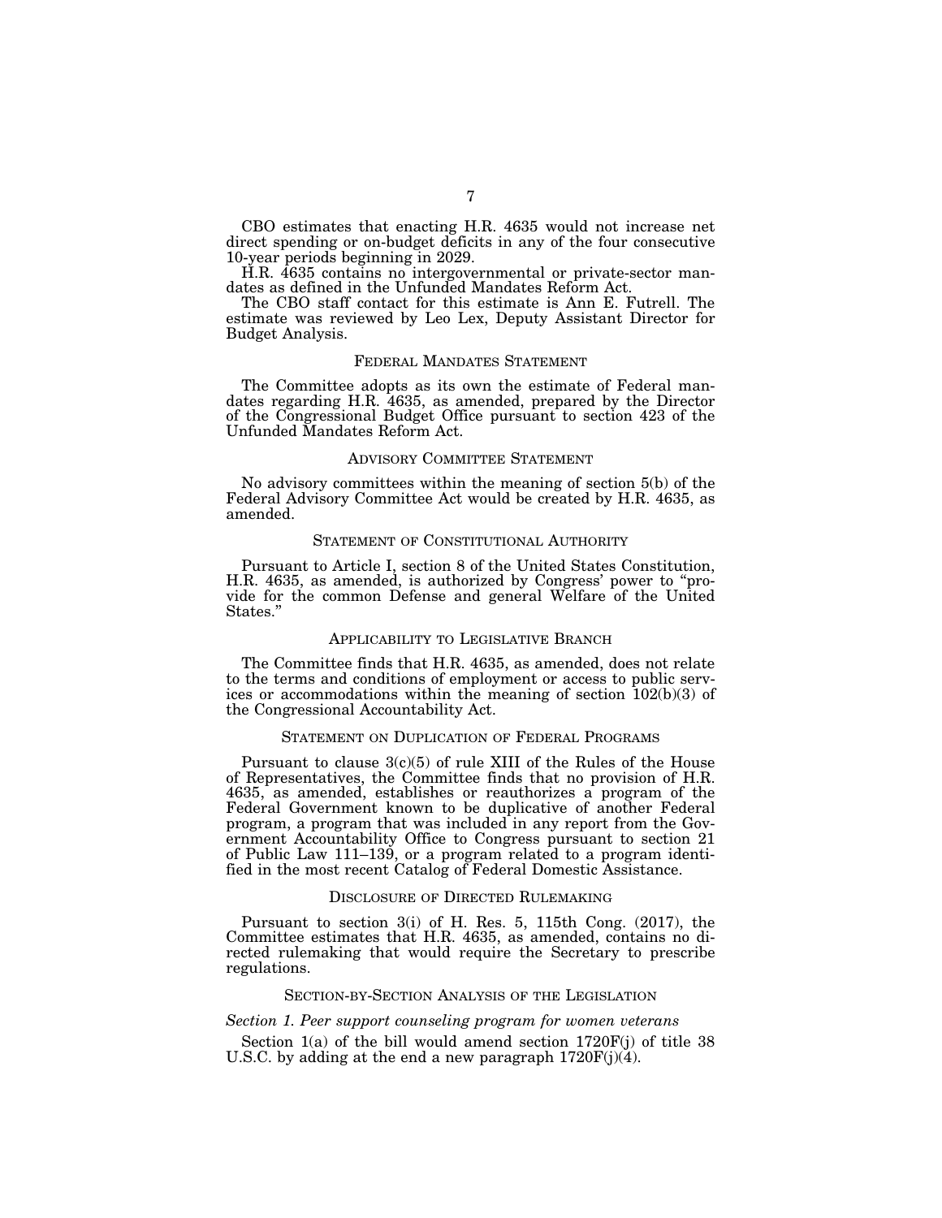CBO estimates that enacting H.R. 4635 would not increase net direct spending or on-budget deficits in any of the four consecutive 10-year periods beginning in 2029.

H.R. 4635 contains no intergovernmental or private-sector mandates as defined in the Unfunded Mandates Reform Act.

The CBO staff contact for this estimate is Ann E. Futrell. The estimate was reviewed by Leo Lex, Deputy Assistant Director for Budget Analysis.

## FEDERAL MANDATES STATEMENT

The Committee adopts as its own the estimate of Federal mandates regarding H.R. 4635, as amended, prepared by the Director of the Congressional Budget Office pursuant to section 423 of the Unfunded Mandates Reform Act.

## ADVISORY COMMITTEE STATEMENT

No advisory committees within the meaning of section 5(b) of the Federal Advisory Committee Act would be created by H.R. 4635, as amended.

## STATEMENT OF CONSTITUTIONAL AUTHORITY

Pursuant to Article I, section 8 of the United States Constitution, H.R. 4635, as amended, is authorized by Congress' power to "provide for the common Defense and general Welfare of the United States."

## APPLICABILITY TO LEGISLATIVE BRANCH

The Committee finds that H.R. 4635, as amended, does not relate to the terms and conditions of employment or access to public services or accommodations within the meaning of section 102(b)(3) of the Congressional Accountability Act.

## STATEMENT ON DUPLICATION OF FEDERAL PROGRAMS

Pursuant to clause 3(c)(5) of rule XIII of the Rules of the House of Representatives, the Committee finds that no provision of H.R. 4635, as amended, establishes or reauthorizes a program of the Federal Government known to be duplicative of another Federal program, a program that was included in any report from the Government Accountability Office to Congress pursuant to section 21 of Public Law 111–139, or a program related to a program identified in the most recent Catalog of Federal Domestic Assistance.

## DISCLOSURE OF DIRECTED RULEMAKING

Pursuant to section 3(i) of H. Res. 5, 115th Cong. (2017), the Committee estimates that H.R. 4635, as amended, contains no directed rulemaking that would require the Secretary to prescribe regulations.

## SECTION-BY-SECTION ANALYSIS OF THE LEGISLATION

*Section 1. Peer support counseling program for women veterans*

Section 1(a) of the bill would amend section 1720F(j) of title 38 U.S.C. by adding at the end a new paragraph 1720F(j)(4).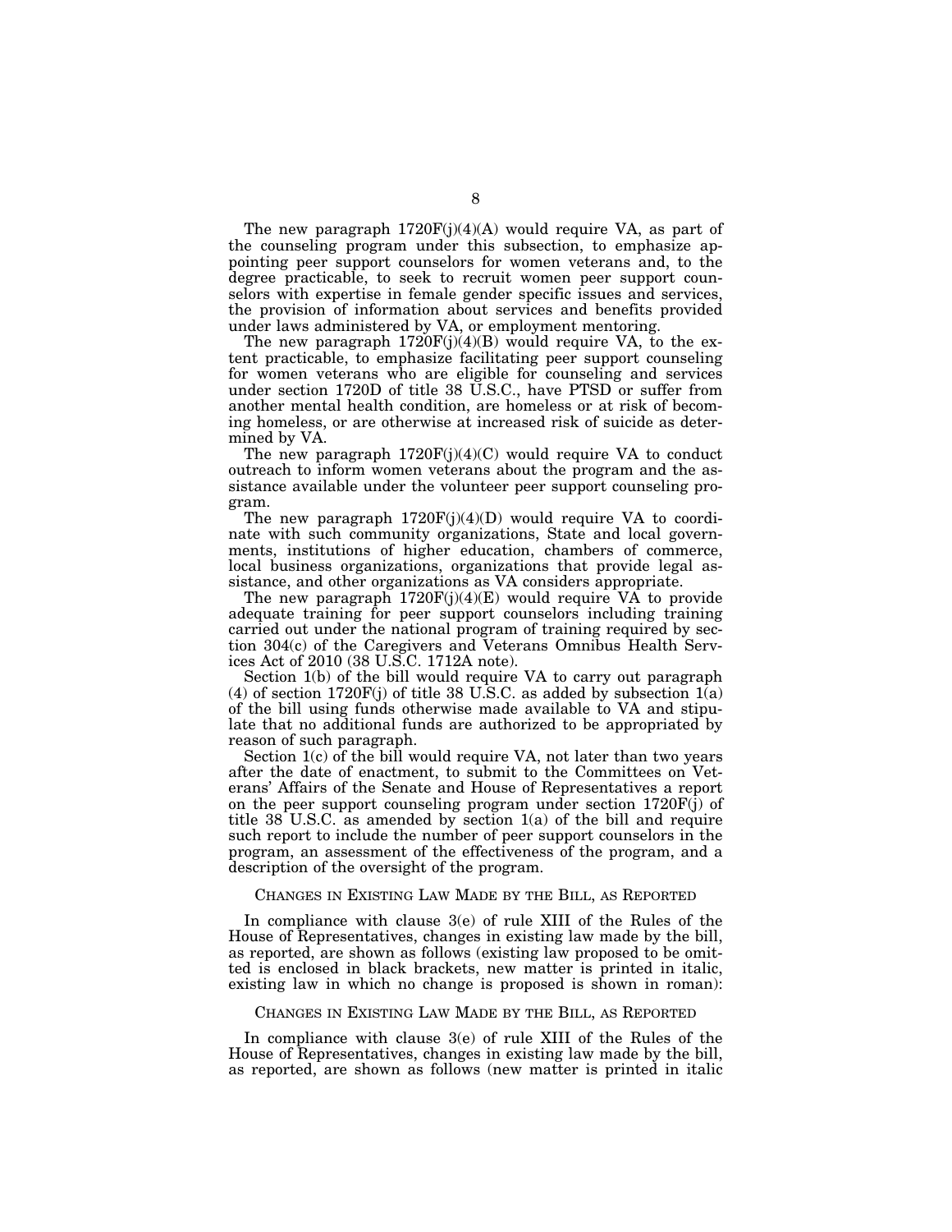The new paragraph 1720F(j)(4)(A) would require VA, as part of the counseling program under this subsection, to emphasize appointing peer support counselors for women veterans and, to the degree practicable, to seek to recruit women peer support counselors with expertise in female gender specific issues and services, the provision of information about services and benefits provided under laws administered by VA, or employment mentoring.

The new paragraph 1720F(j)(4)(B) would require VA, to the extent practicable, to emphasize facilitating peer support counseling for women veterans who are eligible for counseling and services under section 1720D of title 38 U.S.C., have PTSD or suffer from another mental health condition, are homeless or at risk of becoming homeless, or are otherwise at increased risk of suicide as determined by VA.

The new paragraph 1720F(j)(4)(C) would require VA to conduct outreach to inform women veterans about the program and the assistance available under the volunteer peer support counseling program.

The new paragraph 1720F(j)(4)(D) would require VA to coordinate with such community organizations, State and local governments, institutions of higher education, chambers of commerce, local business organizations, organizations that provide legal assistance, and other organizations as VA considers appropriate.

The new paragraph 1720F(j)(4)(E) would require VA to provide adequate training for peer support counselors including training carried out under the national program of training required by section 304(c) of the Caregivers and Veterans Omnibus Health Services Act of 2010 (38 U.S.C. 1712A note).

Section 1(b) of the bill would require VA to carry out paragraph (4) of section 1720F(j) of title 38 U.S.C. as added by subsection 1(a) of the bill using funds otherwise made available to VA and stipulate that no additional funds are authorized to be appropriated by reason of such paragraph.

Section 1(c) of the bill would require VA, not later than two years after the date of enactment, to submit to the Committees on Veterans' Affairs of the Senate and House of Representatives a report on the peer support counseling program under section 1720F(j) of title 38 U.S.C. as amended by section 1(a) of the bill and require such report to include the number of peer support counselors in the program, an assessment of the effectiveness of the program, and a description of the oversight of the program.

## CHANGES IN EXISTING LAW MADE BY THE BILL, AS REPORTED

In compliance with clause 3(e) of rule XIII of the Rules of the House of Representatives, changes in existing law made by the bill, as reported, are shown as follows (existing law proposed to be omitted is enclosed in black brackets, new matter is printed in italic, existing law in which no change is proposed is shown in roman):

## CHANGES IN EXISTING LAW MADE BY THE BILL, AS REPORTED

In compliance with clause 3(e) of rule XIII of the Rules of the House of Representatives, changes in existing law made by the bill, as reported, are shown as follows (new matter is printed in italic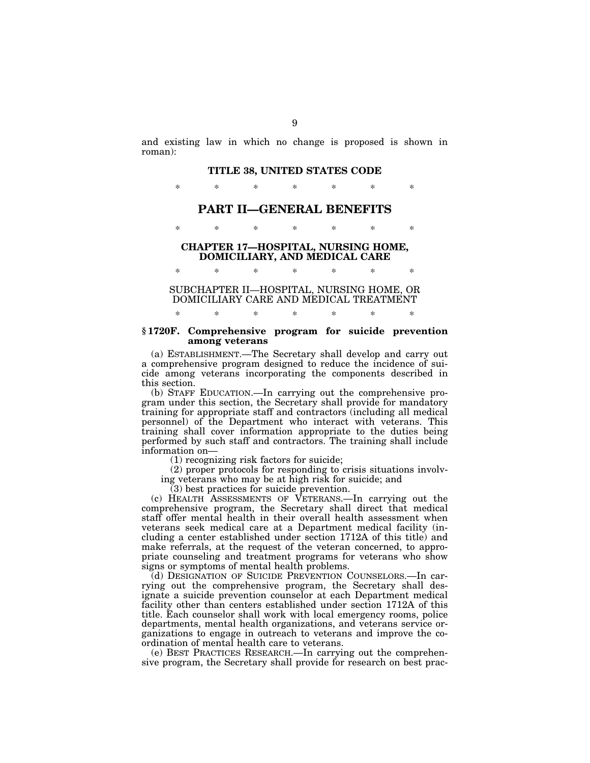and existing law in which no change is proposed is shown in roman):

## TITLE 38, UNITED STATES CODE

\* \* \* \* \* \* \*

# PART II—GENERAL BENEFITS

\* \* \* \* \* \* \*

### CHAPTER 17—HOSPITAL, NURSING HOME, DOMICILIARY, AND MEDICAL CARE

\* \* \* \* \* \* \*

SUBCHAPTER II—HOSPITAL, NURSING HOME, OR DOMICILIARY CARE AND MEDICAL TREATMENT

\* \* \* \* \* \* \*

**§ 1720F. Comprehensive program for suicide prevention among veterans**

(a) ESTABLISHMENT.—The Secretary shall develop and carry out a comprehensive program designed to reduce the incidence of suicide among veterans incorporating the components described in this section.

(b) STAFF EDUCATION.—In carrying out the comprehensive program under this section, the Secretary shall provide for mandatory training for appropriate staff and contractors (including all medical personnel) of the Department who interact with veterans. This training shall cover information appropriate to the duties being performed by such staff and contractors. The training shall include information on—

(1) recognizing risk factors for suicide;

(2) proper protocols for responding to crisis situations involving veterans who may be at high risk for suicide; and

(3) best practices for suicide prevention.

(c) HEALTH ASSESSMENTS OF VETERANS.—In carrying out the comprehensive program, the Secretary shall direct that medical staff offer mental health in their overall health assessment when veterans seek medical care at a Department medical facility (including a center established under section 1712A of this title) and make referrals, at the request of the veteran concerned, to appropriate counseling and treatment programs for veterans who show signs or symptoms of mental health problems.

(d) DESIGNATION OF SUICIDE PREVENTION COUNSELORS.—In carrying out the comprehensive program, the Secretary shall designate a suicide prevention counselor at each Department medical facility other than centers established under section 1712A of this title. Each counselor shall work with local emergency rooms, police departments, mental health organizations, and veterans service organizations to engage in outreach to veterans and improve the coordination of mental health care to veterans.

(e) BEST PRACTICES RESEARCH.—In carrying out the comprehensive program, the Secretary shall provide for research on best prac-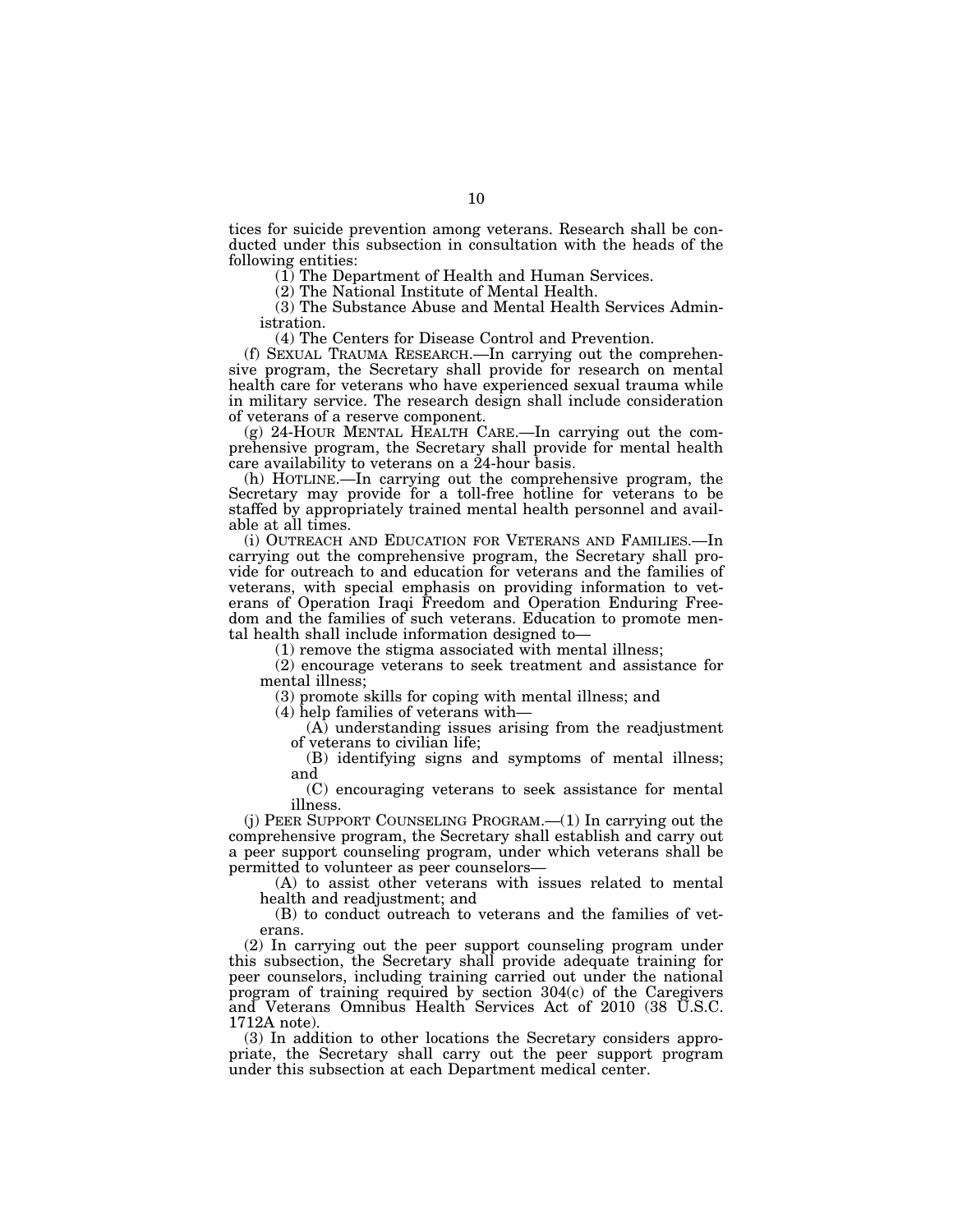tices for suicide prevention among veterans. Research shall be conducted under this subsection in consultation with the heads of the following entities:

(1) The Department of Health and Human Services.

(2) The National Institute of Mental Health.

(3) The Substance Abuse and Mental Health Services Administration.

(4) The Centers for Disease Control and Prevention.

(f) SEXUAL TRAUMA RESEARCH.—In carrying out the comprehensive program, the Secretary shall provide for research on mental health care for veterans who have experienced sexual trauma while in military service. The research design shall include consideration of veterans of a reserve component.

(g) 24-HOUR MENTAL HEALTH CARE.—In carrying out the comprehensive program, the Secretary shall provide for mental health care availability to veterans on a 24-hour basis.

(h) HOTLINE.—In carrying out the comprehensive program, the Secretary may provide for a toll-free hotline for veterans to be staffed by appropriately trained mental health personnel and available at all times.

(i) OUTREACH AND EDUCATION FOR VETERANS AND FAMILIES.—In carrying out the comprehensive program, the Secretary shall provide for outreach to and education for veterans and the families of veterans, with special emphasis on providing information to veterans of Operation Iraqi Freedom and Operation Enduring Freedom and the families of such veterans. Education to promote mental health shall include information designed to—

(1) remove the stigma associated with mental illness;

(2) encourage veterans to seek treatment and assistance for mental illness;

(3) promote skills for coping with mental illness; and

(4) help families of veterans with—

(A) understanding issues arising from the readjustment of veterans to civilian life;

(B) identifying signs and symptoms of mental illness; and

(C) encouraging veterans to seek assistance for mental illness.

(j) PEER SUPPORT COUNSELING PROGRAM.—(1) In carrying out the comprehensive program, the Secretary shall establish and carry out a peer support counseling program, under which veterans shall be permitted to volunteer as peer counselors—

(A) to assist other veterans with issues related to mental health and readjustment; and

(B) to conduct outreach to veterans and the families of veterans.

(2) In carrying out the peer support counseling program under this subsection, the Secretary shall provide adequate training for peer counselors, including training carried out under the national program of training required by section 304(c) of the Caregivers and Veterans Omnibus Health Services Act of 2010 (38 U.S.C. 1712A note).

(3) In addition to other locations the Secretary considers appropriate, the Secretary shall carry out the peer support program under this subsection at each Department medical center.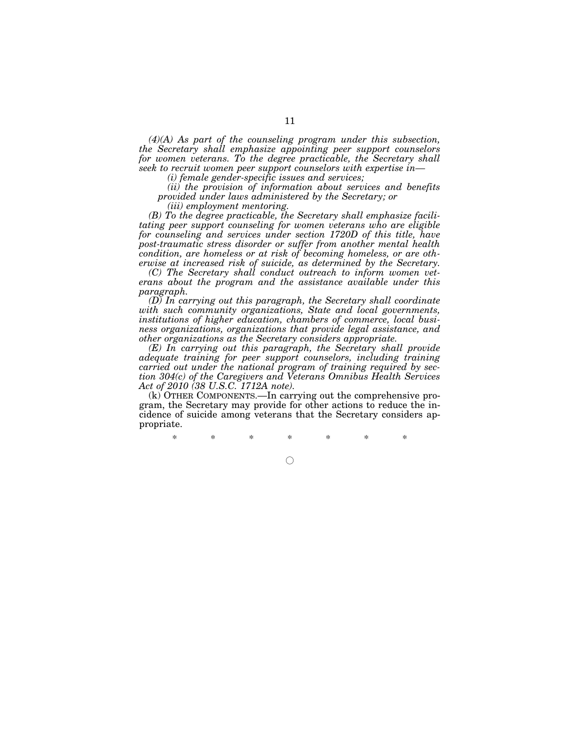*(4)(A) As part of the counseling program under this subsection, the Secretary shall emphasize appointing peer support counselors for women veterans. To the degree practicable, the Secretary shall seek to recruit women peer support counselors with expertise in—*

*(i) female gender-specific issues and services;*

*(ii) the provision of information about services and benefits provided under laws administered by the Secretary; or*

*(iii) employment mentoring.*

*(B) To the degree practicable, the Secretary shall emphasize facilitating peer support counseling for women veterans who are eligible for counseling and services under section 1720D of this title, have post-traumatic stress disorder or suffer from another mental health condition, are homeless or at risk of becoming homeless, or are otherwise at increased risk of suicide, as determined by the Secretary.*

*(C) The Secretary shall conduct outreach to inform women veterans about the program and the assistance available under this paragraph.*

*(D) In carrying out this paragraph, the Secretary shall coordinate with such community organizations, State and local governments, institutions of higher education, chambers of commerce, local business organizations, organizations that provide legal assistance, and other organizations as the Secretary considers appropriate.*

*(E) In carrying out this paragraph, the Secretary shall provide adequate training for peer support counselors, including training carried out under the national program of training required by section 304(c) of the Caregivers and Veterans Omnibus Health Services Act of 2010 (38 U.S.C. 1712A note).*

(k) OTHER COMPONENTS.—In carrying out the comprehensive program, the Secretary may provide for other actions to reduce the incidence of suicide among veterans that the Secretary considers appropriate.

\* \* \* \* \* \* \*